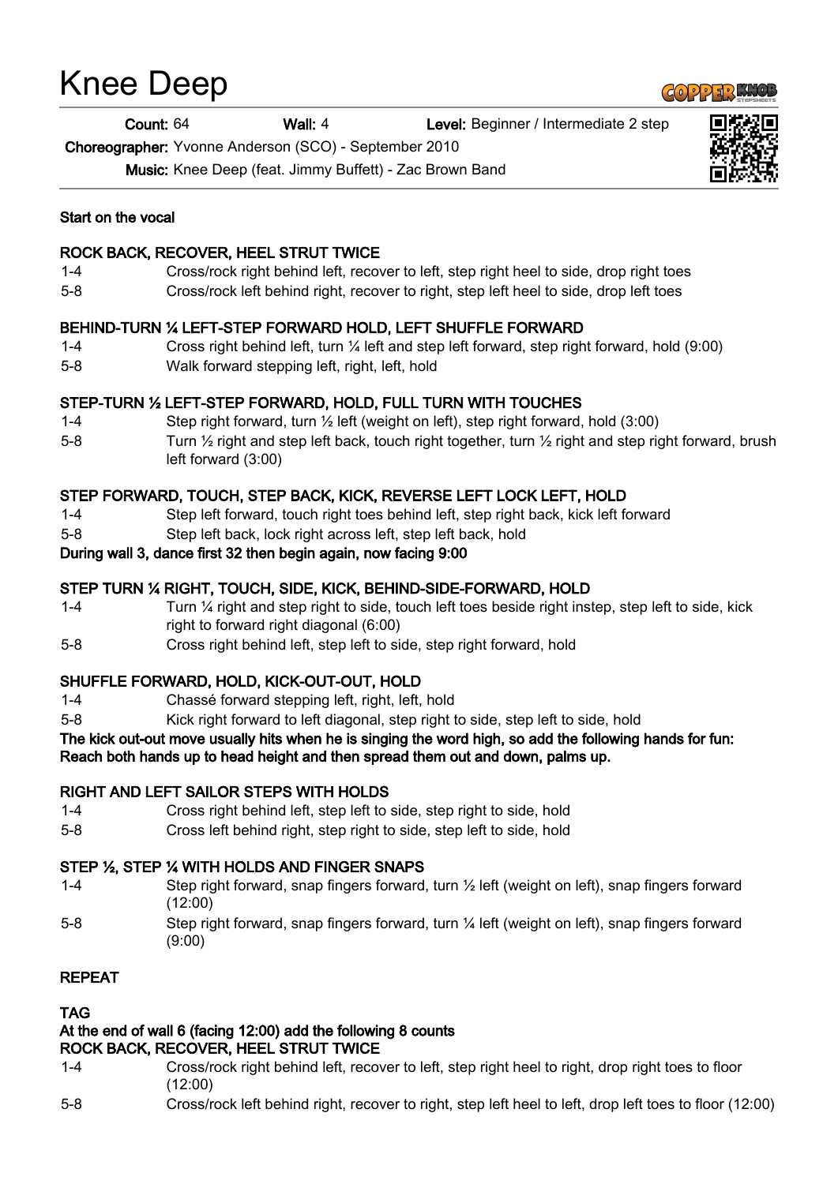# Knee Deep

**Count:** 64 **Wall:** 4 **Level:** Beginner / Intermediate 2 step

**Choreographer:** Yvonne Anderson (SCO) - September 2010

**Music:** Knee Deep (feat. Jimmy Buffett) - Zac Brown Band

**Start on the vocal**

**ROCK BACK, RECOVER, HEEL STRUT TWICE**

| | |
|---|---|
| 1-4 | Cross/rock right behind left, recover to left, step right heel to side, drop right toes |
| 5-8 | Cross/rock left behind right, recover to right, step left heel to side, drop left toes |

**BEHIND-TURN ¼ LEFT-STEP FORWARD HOLD, LEFT SHUFFLE FORWARD**

| | |
|---|---|
| 1-4 | Cross right behind left, turn ¼ left and step left forward, step right forward, hold (9:00) |
| 5-8 | Walk forward stepping left, right, left, hold |

**STEP-TURN ½ LEFT-STEP FORWARD, HOLD, FULL TURN WITH TOUCHES**

| | |
|---|---|
| 1-4 | Step right forward, turn ½ left (weight on left), step right forward, hold (3:00) |
| 5-8 | Turn ½ right and step left back, touch right together, turn ½ right and step right forward, brush left forward (3:00) |

**STEP FORWARD, TOUCH, STEP BACK, KICK, REVERSE LEFT LOCK LEFT, HOLD**

| | |
|---|---|
| 1-4 | Step left forward, touch right toes behind left, step right back, kick left forward |
| 5-8 | Step left back, lock right across left, step left back, hold |

**During wall 3, dance first 32 then begin again, now facing 9:00**

**STEP TURN ¼ RIGHT, TOUCH, SIDE, KICK, BEHIND-SIDE-FORWARD, HOLD**

| | |
|---|---|
| 1-4 | Turn ¼ right and step right to side, touch left toes beside right instep, step left to side, kick right to forward right diagonal (6:00) |
| 5-8 | Cross right behind left, step left to side, step right forward, hold |

**SHUFFLE FORWARD, HOLD, KICK-OUT-OUT, HOLD**

| | |
|---|---|
| 1-4 | Chassé forward stepping left, right, left, hold |
| 5-8 | Kick right forward to left diagonal, step right to side, step left to side, hold |

**The kick out-out move usually hits when he is singing the word high, so add the following hands for fun: Reach both hands up to head height and then spread them out and down, palms up.**

**RIGHT AND LEFT SAILOR STEPS WITH HOLDS**

| | |
|---|---|
| 1-4 | Cross right behind left, step left to side, step right to side, hold |
| 5-8 | Cross left behind right, step right to side, step left to side, hold |

**STEP ½, STEP ¼ WITH HOLDS AND FINGER SNAPS**

| | |
|---|---|
| 1-4 | Step right forward, snap fingers forward, turn ½ left (weight on left), snap fingers forward (12:00) |
| 5-8 | Step right forward, snap fingers forward, turn ¼ left (weight on left), snap fingers forward (9:00) |

**REPEAT**

**TAG**

**At the end of wall 6 (facing 12:00) add the following 8 counts**

**ROCK BACK, RECOVER, HEEL STRUT TWICE**

| | |
|---|---|
| 1-4 | Cross/rock right behind left, recover to left, step right heel to right, drop right toes to floor (12:00) |
| 5-8 | Cross/rock left behind right, recover to right, step left heel to left, drop left toes to floor (12:00) |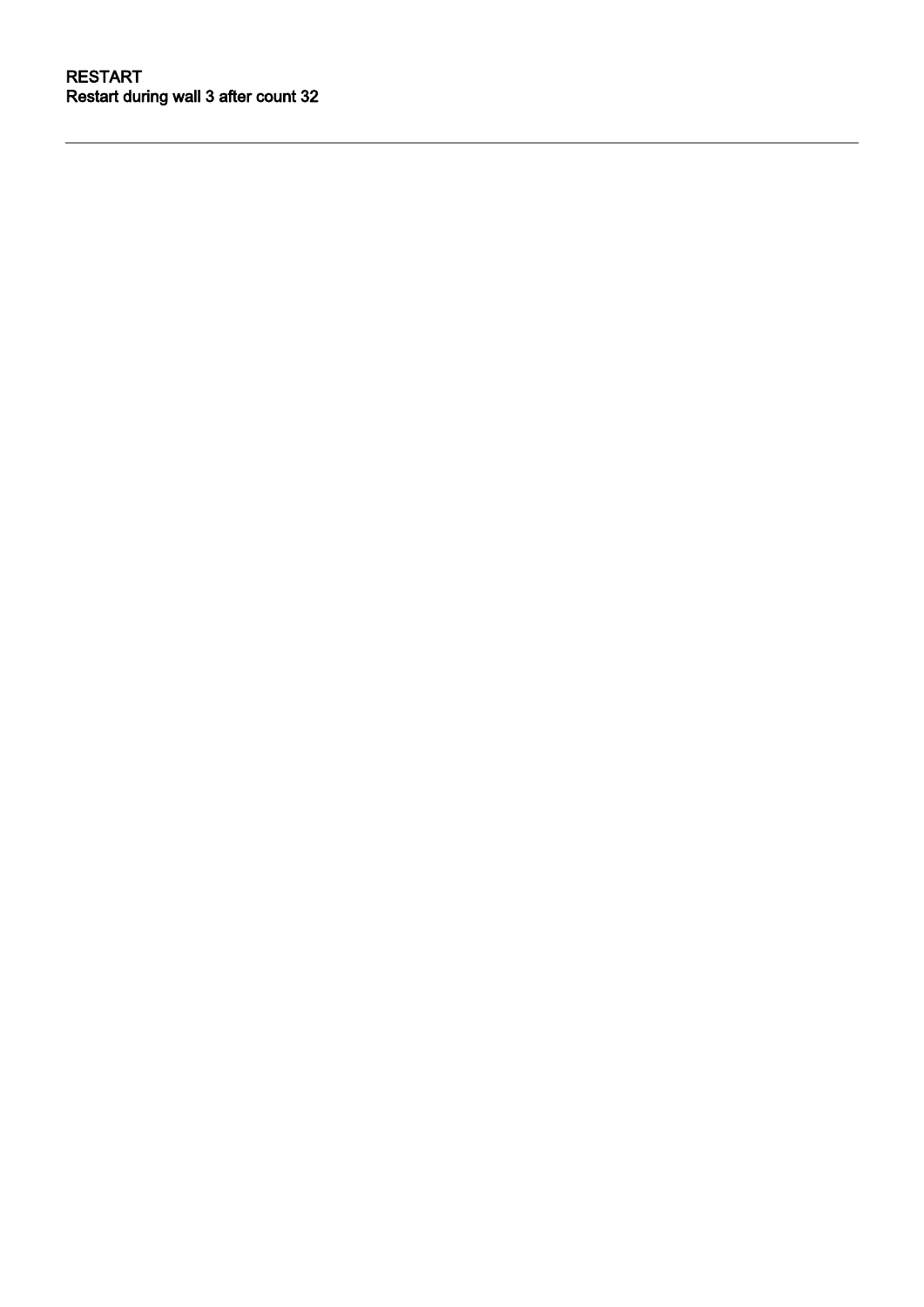RESTART
Restart during wall 3 after count 32

---